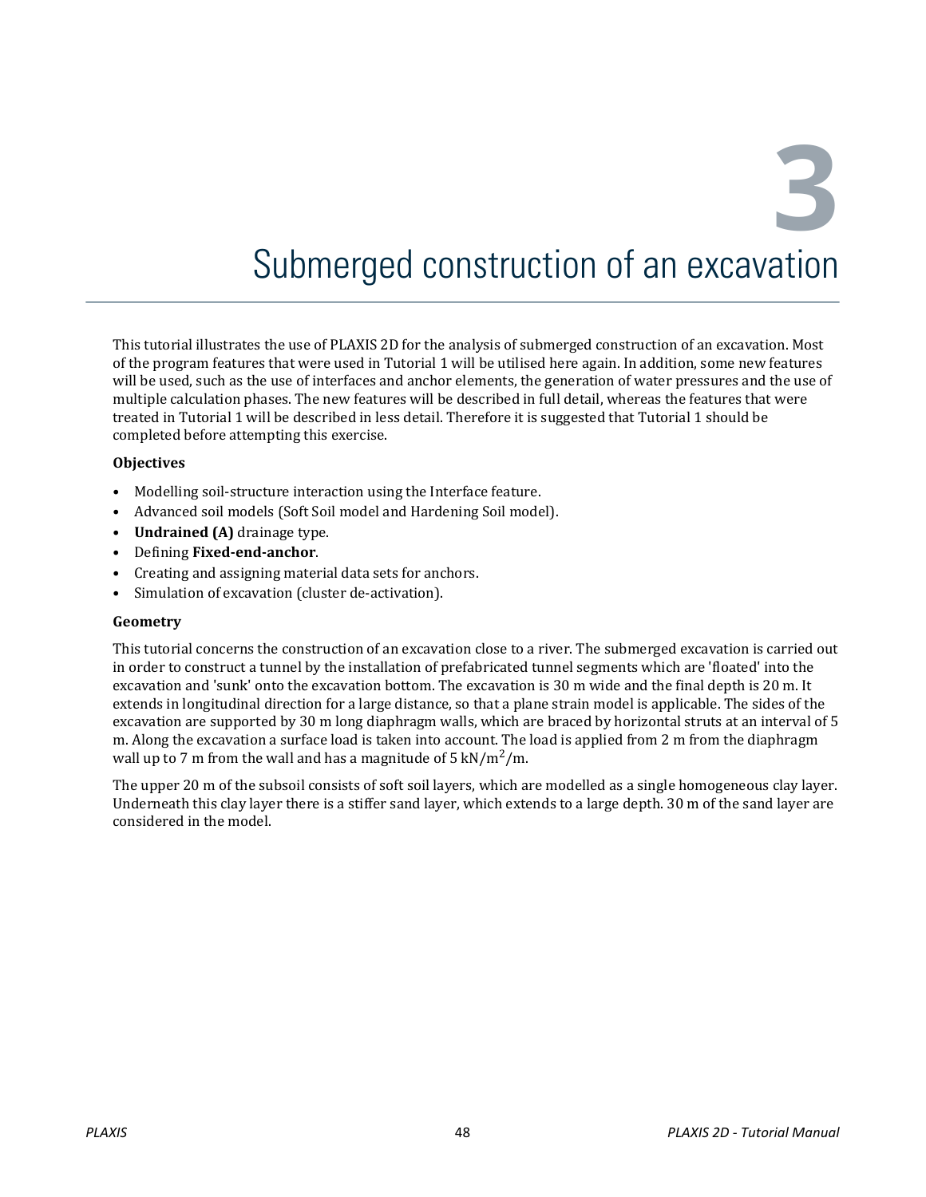# 3 Submerged construction of an excavation

This tutorial illustrates the use of PLAXIS 2D for the analysis of submerged construction of an excavation. Most of the program features that were used in Tutorial 1 will be utilised here again. In addition, some new features will be used, such as the use of interfaces and anchor elements, the generation of water pressures and the use of multiple calculation phases. The new features will be described in full detail, whereas the features that were treated in Tutorial 1 will be described in less detail. Therefore it is suggested that Tutorial 1 should be completed before attempting this exercise.

**Objectives**

- Modelling soil-structure interaction using the Interface feature.
- Advanced soil models (Soft Soil model and Hardening Soil model).
- **Undrained (A)** drainage type.
- Defining **Fixed-end-anchor**.
- Creating and assigning material data sets for anchors.
- Simulation of excavation (cluster de-activation).

**Geometry**

This tutorial concerns the construction of an excavation close to a river. The submerged excavation is carried out in order to construct a tunnel by the installation of prefabricated tunnel segments which are 'floated' into the excavation and 'sunk' onto the excavation bottom. The excavation is 30 m wide and the final depth is 20 m. It extends in longitudinal direction for a large distance, so that a plane strain model is applicable. The sides of the excavation are supported by 30 m long diaphragm walls, which are braced by horizontal struts at an interval of 5 m. Along the excavation a surface load is taken into account. The load is applied from 2 m from the diaphragm wall up to 7 m from the wall and has a magnitude of 5 $kN/m^2/m$.

The upper 20 m of the subsoil consists of soft soil layers, which are modelled as a single homogeneous clay layer. Underneath this clay layer there is a stiffer sand layer, which extends to a large depth. 30 m of the sand layer are considered in the model.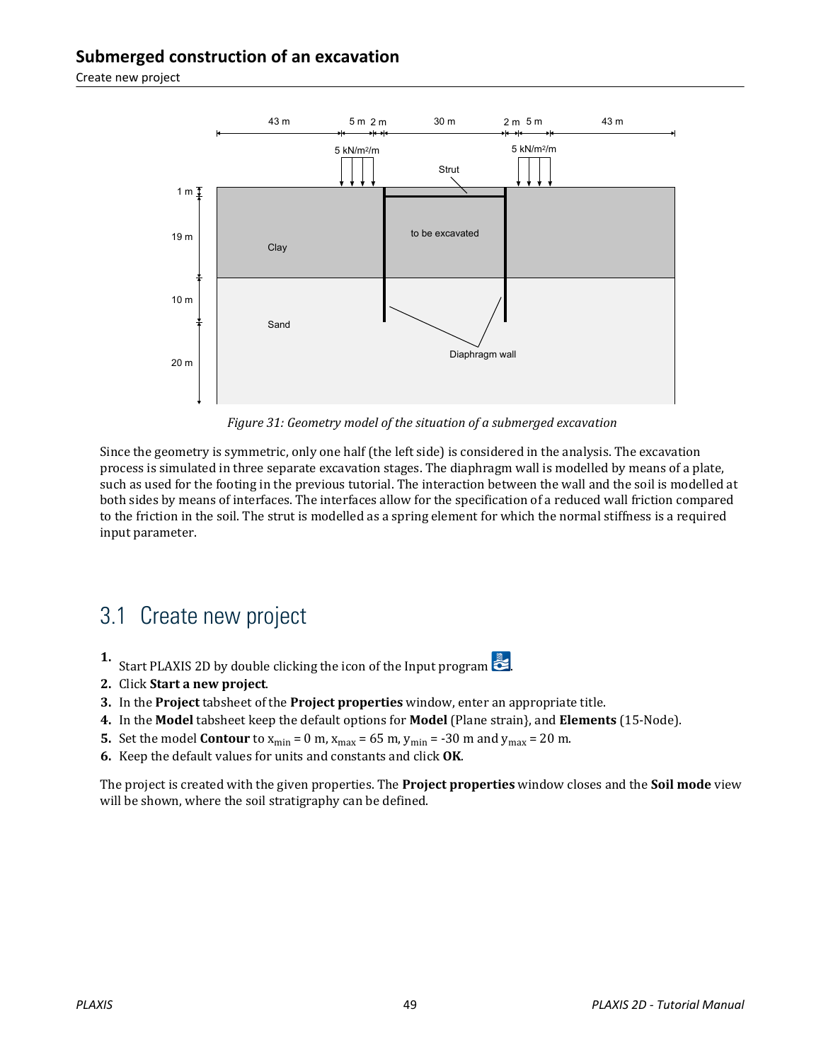Figure 31: Geometry model of the situation of a submerged excavation

Since the geometry is symmetric, only one half (the left side) is considered in the analysis. The excavation process is simulated in three separate excavation stages. The diaphragm wall is modelled by means of a plate, such as used for the footing in the previous tutorial. The interaction between the wall and the soil is modelled at both sides by means of interfaces. The interfaces allow for the specification of a reduced wall friction compared to the friction in the soil. The strut is modelled as a spring element for which the normal stiffness is a required input parameter.

## 3.1 Create new project

1. Start PLAXIS 2D by double clicking the icon of the Input program.
2. Click **Start a new project**.
3. In the **Project** tabsheet of the **Project properties** window, enter an appropriate title.
4. In the **Model** tabsheet keep the default options for **Model** (Plane strain}, and **Elements** (15-Node).
5. Set the model **Contour** to $x_{min}$ = 0 m, $x_{max}$ = 65 m, $y_{min}$ = -30 m and $y_{max}$ = 20 m.
6. Keep the default values for units and constants and click **OK**.

The project is created with the given properties. The **Project properties** window closes and the **Soil mode** view will be shown, where the soil stratigraphy can be defined.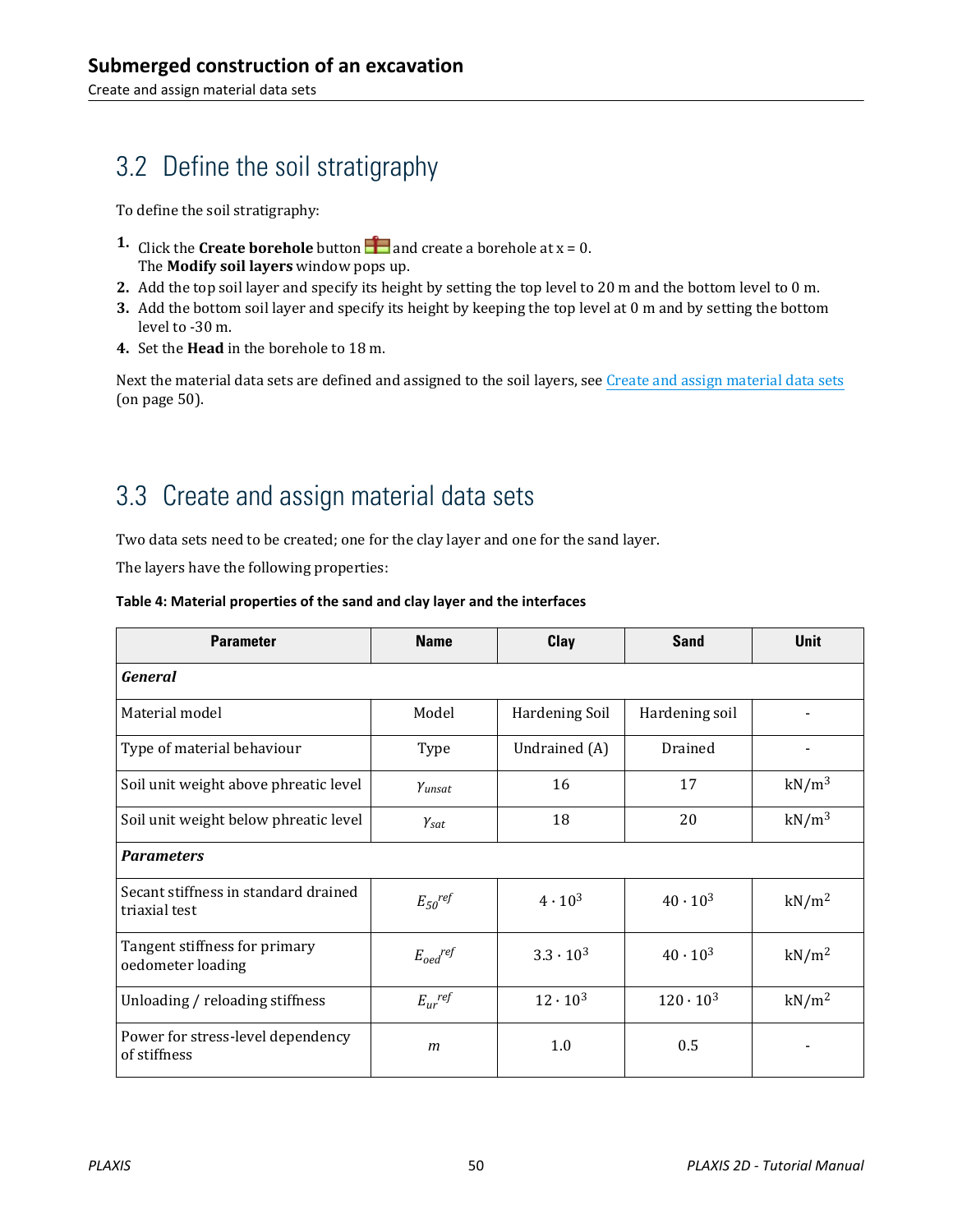## 3.2 Define the soil stratigraphy

To define the soil stratigraphy:

1. Click the **Create borehole** button and create a borehole at x = 0.
   The **Modify soil layers** window pops up.
2. Add the top soil layer and specify its height by setting the top level to 20 m and the bottom level to 0 m.
3. Add the bottom soil layer and specify its height by keeping the top level at 0 m and by setting the bottom level to -30 m.
4. Set the **Head** in the borehole to 18 m.

Next the material data sets are defined and assigned to the soil layers, see Create and assign material data sets (on page 50).

## 3.3 Create and assign material data sets

Two data sets need to be created; one for the clay layer and one for the sand layer.

The layers have the following properties:

**Table 4: Material properties of the sand and clay layer and the interfaces**

| Parameter | Name | Clay | Sand | Unit |
|---|---|---|---|---|
| ***General*** | | | | |
| Material model | Model | Hardening Soil | Hardening soil | - |
| Type of material behaviour | Type | Undrained (A) | Drained | - |
| Soil unit weight above phreatic level | $\gamma_{unsat}$ | 16 | 17 | kN/m$^3$ |
| Soil unit weight below phreatic level | $\gamma_{sat}$ | 18 | 20 | kN/m$^3$ |
| ***Parameters*** | | | | |
| Secant stiffness in standard drained triaxial test | $E_{50}{}^{ref}$ | $4 \cdot 10^3$ | $40 \cdot 10^3$ | kN/m$^2$ |
| Tangent stiffness for primary oedometer loading | $E_{oed}{}^{ref}$ | $3.3 \cdot 10^3$ | $40 \cdot 10^3$ | kN/m$^2$ |
| Unloading / reloading stiffness | $E_{ur}{}^{ref}$ | $12 \cdot 10^3$ | $120 \cdot 10^3$ | kN/m$^2$ |
| Power for stress-level dependency of stiffness | $m$ | 1.0 | 0.5 | - |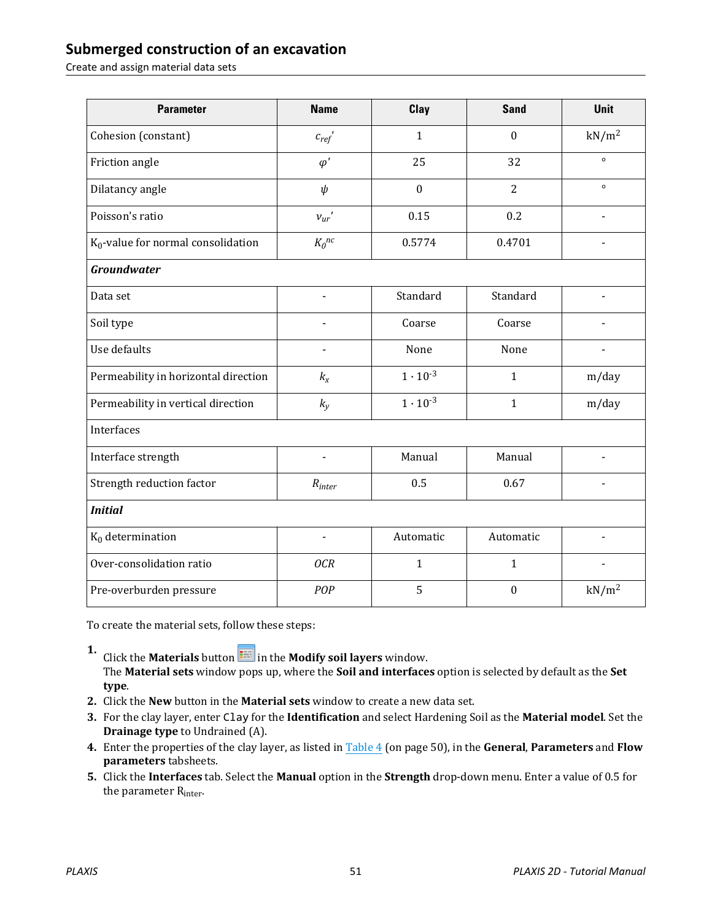| Parameter | Name | Clay | Sand | Unit |
|---|---|---|---|---|
| Cohesion (constant) | $c_{ref}'$ | 1 | 0 | kN/m$^2$ |
| Friction angle | $\varphi'$ | 25 | 32 | ° |
| Dilatancy angle | $\psi$ | 0 | 2 | ° |
| Poisson's ratio | $\nu_{ur}'$ | 0.15 | 0.2 | - |
| $K_0$-value for normal consolidation | $K_0^{nc}$ | 0.5774 | 0.4701 | - |
| ***Groundwater*** | | | | |
| Data set | - | Standard | Standard | - |
| Soil type | - | Coarse | Coarse | - |
| Use defaults | - | None | None | - |
| Permeability in horizontal direction | $k_x$ | $1 \cdot 10^{-3}$ | 1 | m/day |
| Permeability in vertical direction | $k_y$ | $1 \cdot 10^{-3}$ | 1 | m/day |
| Interfaces | | | | |
| Interface strength | - | Manual | Manual | - |
| Strength reduction factor | $R_{inter}$ | 0.5 | 0.67 | - |
| ***Initial*** | | | | |
| $K_0$ determination | - | Automatic | Automatic | - |
| Over-consolidation ratio | *OCR* | 1 | 1 | - |
| Pre-overburden pressure | *POP* | 5 | 0 | kN/m$^2$ |

To create the material sets, follow these steps:

1. Click the **Materials** button in the **Modify soil layers** window.
   The **Material sets** window pops up, where the **Soil and interfaces** option is selected by default as the **Set type**.
2. Click the **New** button in the **Material sets** window to create a new data set.
3. For the clay layer, enter `Clay` for the **Identification** and select Hardening Soil as the **Material model**. Set the **Drainage type** to Undrained (A).
4. Enter the properties of the clay layer, as listed in Table 4 (on page 50), in the **General**, **Parameters** and **Flow parameters** tabsheets.
5. Click the **Interfaces** tab. Select the **Manual** option in the **Strength** drop-down menu. Enter a value of 0.5 for the parameter $R_{inter}$.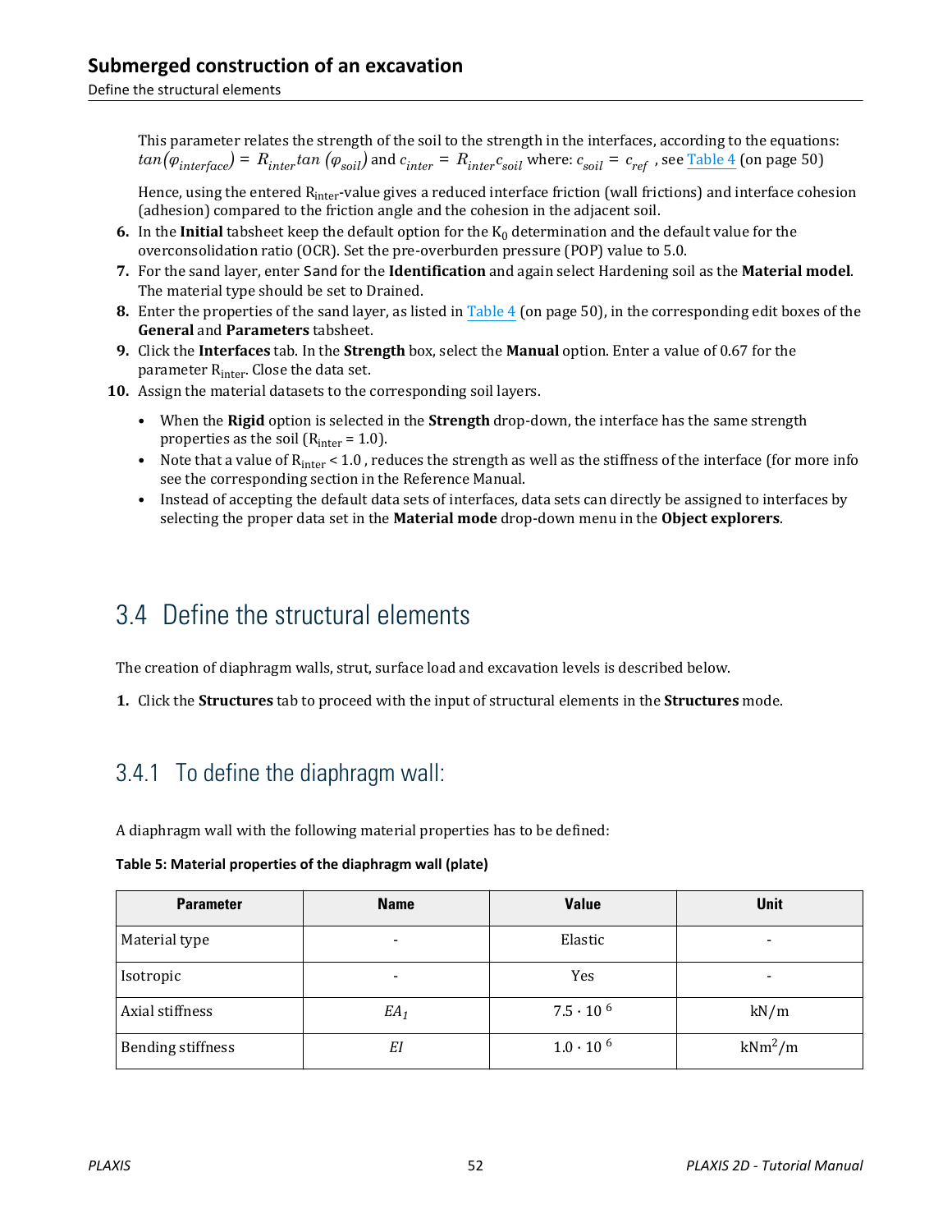This parameter relates the strength of the soil to the strength in the interfaces, according to the equations: $tan(\varphi_{interface}) = R_{inter} tan(\varphi_{soil})$ and $c_{inter} = R_{inter} c_{soil}$ where: $c_{soil} = c_{ref}$ , see Table 4 (on page 50)

Hence, using the entered $R_{inter}$-value gives a reduced interface friction (wall frictions) and interface cohesion (adhesion) compared to the friction angle and the cohesion in the adjacent soil.

6. In the **Initial** tabsheet keep the default option for the $K_0$ determination and the default value for the overconsolidation ratio (OCR). Set the pre-overburden pressure (POP) value to 5.0.
7. For the sand layer, enter Sand for the **Identification** and again select Hardening soil as the **Material model**. The material type should be set to Drained.
8. Enter the properties of the sand layer, as listed in Table 4 (on page 50), in the corresponding edit boxes of the **General** and **Parameters** tabsheet.
9. Click the **Interfaces** tab. In the **Strength** box, select the **Manual** option. Enter a value of 0.67 for the parameter $R_{inter}$. Close the data set.
10. Assign the material datasets to the corresponding soil layers.

    - When the **Rigid** option is selected in the **Strength** drop-down, the interface has the same strength properties as the soil ($R_{inter}$ = 1.0).
    - Note that a value of $R_{inter}$ < 1.0 , reduces the strength as well as the stiffness of the interface (for more info see the corresponding section in the Reference Manual.
    - Instead of accepting the default data sets of interfaces, data sets can directly be assigned to interfaces by selecting the proper data set in the **Material mode** drop-down menu in the **Object explorers**.

## 3.4 Define the structural elements

The creation of diaphragm walls, strut, surface load and excavation levels is described below.

1. Click the **Structures** tab to proceed with the input of structural elements in the **Structures** mode.

### 3.4.1 To define the diaphragm wall:

A diaphragm wall with the following material properties has to be defined:

**Table 5: Material properties of the diaphragm wall (plate)**

| Parameter | Name | Value | Unit |
|---|---|---|---|
| Material type | - | Elastic | - |
| Isotropic | - | Yes | - |
| Axial stiffness | $EA_1$ | $7.5 \cdot 10^{6}$ | kN/m |
| Bending stiffness | $EI$ | $1.0 \cdot 10^{6}$ | $kNm^2/m$ |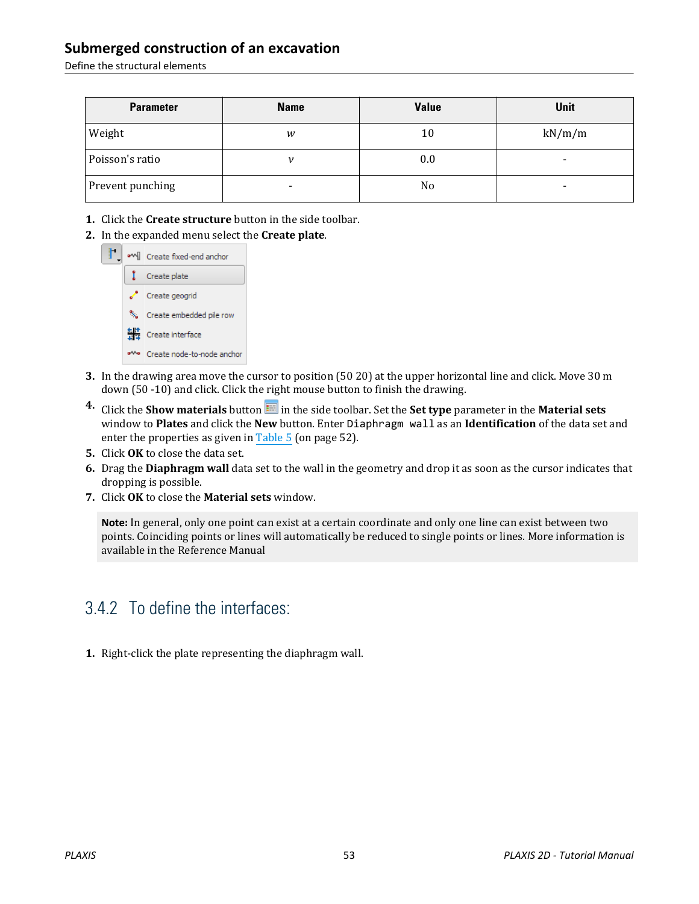| Parameter | Name | Value | Unit |
| --- | --- | --- | --- |
| Weight | $w$ | 10 | kN/m/m |
| Poisson's ratio | $\nu$ | 0.0 | - |
| Prevent punching | - | No | - |

1. Click the **Create structure** button in the side toolbar.
2. In the expanded menu select the **Create plate**.
3. In the drawing area move the cursor to position (50 20) at the upper horizontal line and click. Move 30 m down (50 -10) and click. Click the right mouse button to finish the drawing.
4. Click the **Show materials** button in the side toolbar. Set the **Set type** parameter in the **Material sets** window to **Plates** and click the **New** button. Enter `Diaphragm wall` as an **Identification** of the data set and enter the properties as given in Table 5 (on page 52).
5. Click **OK** to close the data set.
6. Drag the **Diaphragm wall** data set to the wall in the geometry and drop it as soon as the cursor indicates that dropping is possible.
7. Click **OK** to close the **Material sets** window.

**Note:** In general, only one point can exist at a certain coordinate and only one line can exist between two points. Coinciding points or lines will automatically be reduced to single points or lines. More information is available in the Reference Manual

## 3.4.2 To define the interfaces:

1. Right-click the plate representing the diaphragm wall.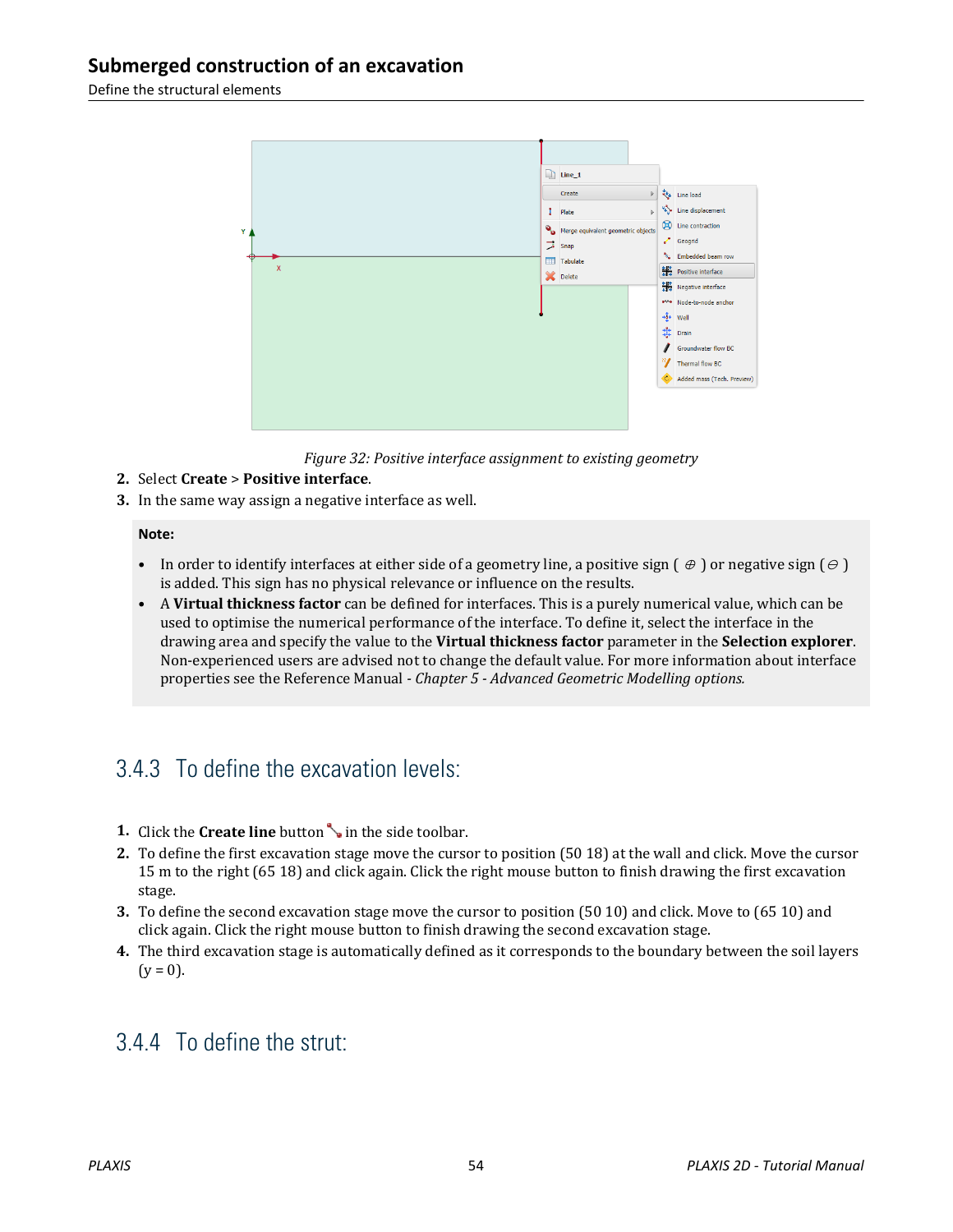*Figure 32: Positive interface assignment to existing geometry*

2. Select **Create** > **Positive interface**.
3. In the same way assign a negative interface as well.

**Note:**

- In order to identify interfaces at either side of a geometry line, a positive sign ( ⊕ ) or negative sign ( ⊖ ) is added. This sign has no physical relevance or influence on the results.
- A **Virtual thickness factor** can be defined for interfaces. This is a purely numerical value, which can be used to optimise the numerical performance of the interface. To define it, select the interface in the drawing area and specify the value to the **Virtual thickness factor** parameter in the **Selection explorer**. Non-experienced users are advised not to change the default value. For more information about interface properties see the Reference Manual - *Chapter 5 - Advanced Geometric Modelling options.*

## 3.4.3 To define the excavation levels:

1. Click the **Create line** button in the side toolbar.
2. To define the first excavation stage move the cursor to position (50 18) at the wall and click. Move the cursor 15 m to the right (65 18) and click again. Click the right mouse button to finish drawing the first excavation stage.
3. To define the second excavation stage move the cursor to position (50 10) and click. Move to (65 10) and click again. Click the right mouse button to finish drawing the second excavation stage.
4. The third excavation stage is automatically defined as it corresponds to the boundary between the soil layers (y = 0).

## 3.4.4 To define the strut: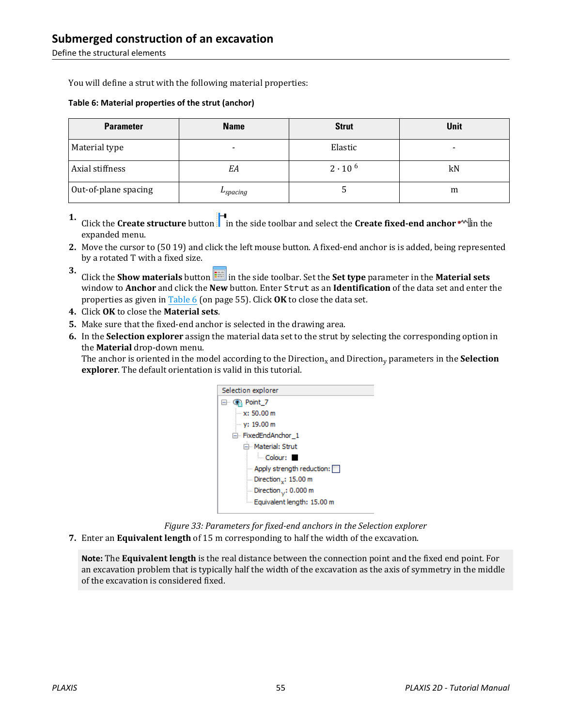You will define a strut with the following material properties:

**Table 6: Material properties of the strut (anchor)**

| Parameter | Name | Strut | Unit |
|---|---|---|---|
| Material type | - | Elastic | - |
| Axial stiffness | *EA* | $2 \cdot 10^6$ | kN |
| Out-of-plane spacing | $L_{spacing}$ | 5 | m |

1. Click the **Create structure** button in the side toolbar and select the **Create fixed-end anchor** in the expanded menu.
2. Move the cursor to (50 19) and click the left mouse button. A fixed-end anchor is is added, being represented by a rotated T with a fixed size.
3. Click the **Show materials** button in the side toolbar. Set the **Set type** parameter in the **Material sets** window to **Anchor** and click the **New** button. Enter `Strut` as an **Identification** of the data set and enter the properties as given in Table 6 (on page 55). Click **OK** to close the data set.
4. Click **OK** to close the **Material sets**.
5. Make sure that the fixed-end anchor is selected in the drawing area.
6. In the **Selection explorer** assign the material data set to the strut by selecting the corresponding option in the **Material** drop-down menu.
   The anchor is oriented in the model according to the $\text{Direction}_x$ and $\text{Direction}_y$ parameters in the **Selection explorer**. The default orientation is valid in this tutorial.

   Selection explorer
   - Point_7
     - x: 50.00 m
     - y: 19.00 m
     - FixedEndAnchor_1
       - Material: Strut
         - Colour:
       - Apply strength reduction:
       - $\text{Direction}_x$: 15.00 m
       - $\text{Direction}_y$: 0.000 m
       - Equivalent length: 15.00 m

   *Figure 33: Parameters for fixed-end anchors in the Selection explorer*

7. Enter an **Equivalent length** of 15 m corresponding to half the width of the excavation.

> **Note:** The **Equivalent length** is the real distance between the connection point and the fixed end point. For an excavation problem that is typically half the width of the excavation as the axis of symmetry in the middle of the excavation is considered fixed.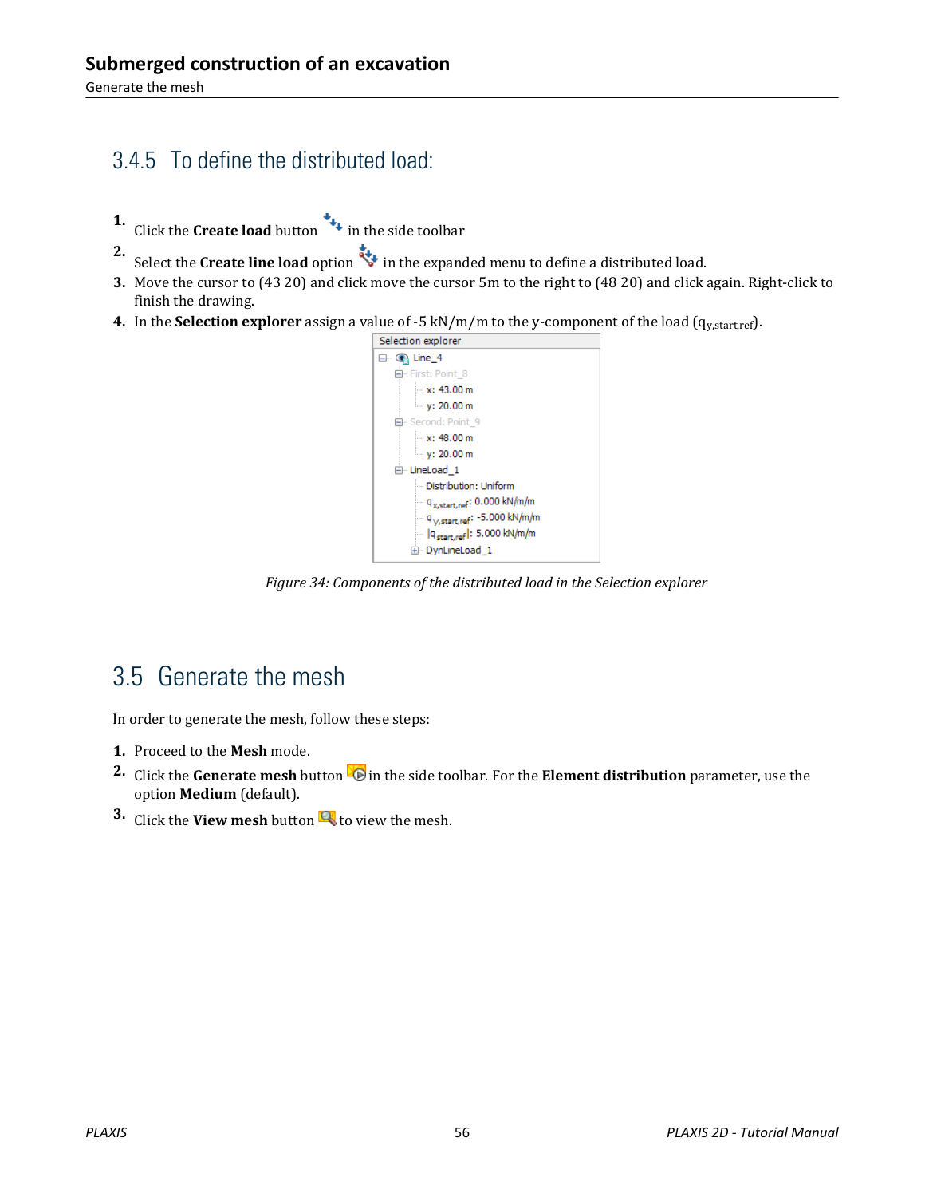## 3.4.5 To define the distributed load:

1. Click the **Create load** button in the side toolbar
2. Select the **Create line load** option in the expanded menu to define a distributed load.
3. Move the cursor to (43 20) and click move the cursor 5m to the right to (48 20) and click again. Right-click to finish the drawing.
4. In the **Selection explorer** assign a value of -5 kN/m/m to the y-component of the load ($q_{y,start,ref}$).

*Figure 34: Components of the distributed load in the Selection explorer*

## 3.5 Generate the mesh

In order to generate the mesh, follow these steps:

1. Proceed to the **Mesh** mode.
2. Click the **Generate mesh** button in the side toolbar. For the **Element distribution** parameter, use the option **Medium** (default).
3. Click the **View mesh** button to view the mesh.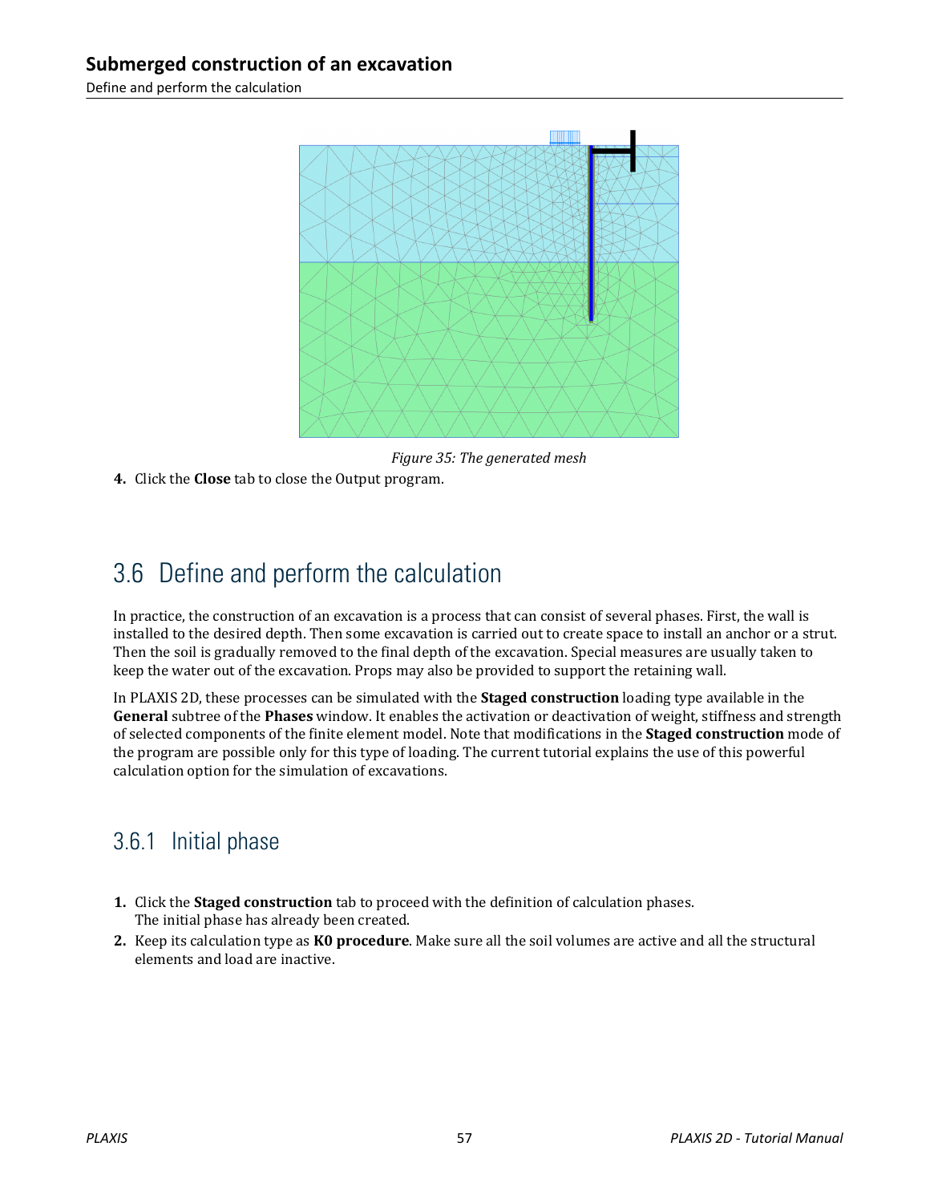*Figure 35: The generated mesh*

4. Click the **Close** tab to close the Output program.

## 3.6 Define and perform the calculation

In practice, the construction of an excavation is a process that can consist of several phases. First, the wall is installed to the desired depth. Then some excavation is carried out to create space to install an anchor or a strut. Then the soil is gradually removed to the final depth of the excavation. Special measures are usually taken to keep the water out of the excavation. Props may also be provided to support the retaining wall.

In PLAXIS 2D, these processes can be simulated with the **Staged construction** loading type available in the **General** subtree of the **Phases** window. It enables the activation or deactivation of weight, stiffness and strength of selected components of the finite element model. Note that modifications in the **Staged construction** mode of the program are possible only for this type of loading. The current tutorial explains the use of this powerful calculation option for the simulation of excavations.

### 3.6.1 Initial phase

1. Click the **Staged construction** tab to proceed with the definition of calculation phases.
   The initial phase has already been created.
2. Keep its calculation type as **K0 procedure**. Make sure all the soil volumes are active and all the structural elements and load are inactive.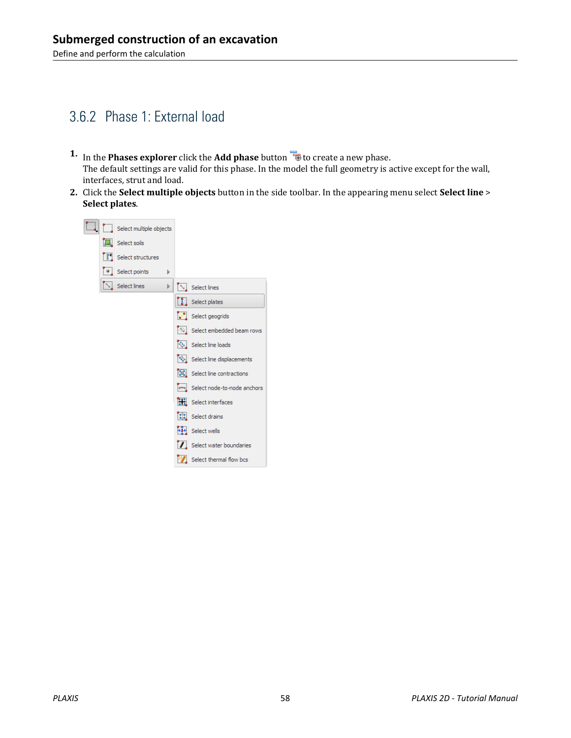## 3.6.2 Phase 1: External load

1. In the **Phases explorer** click the **Add phase** button to create a new phase.
   The default settings are valid for this phase. In the model the full geometry is active except for the wall, interfaces, strut and load.
2. Click the **Select multiple objects** button in the side toolbar. In the appearing menu select **Select line** > **Select plates**.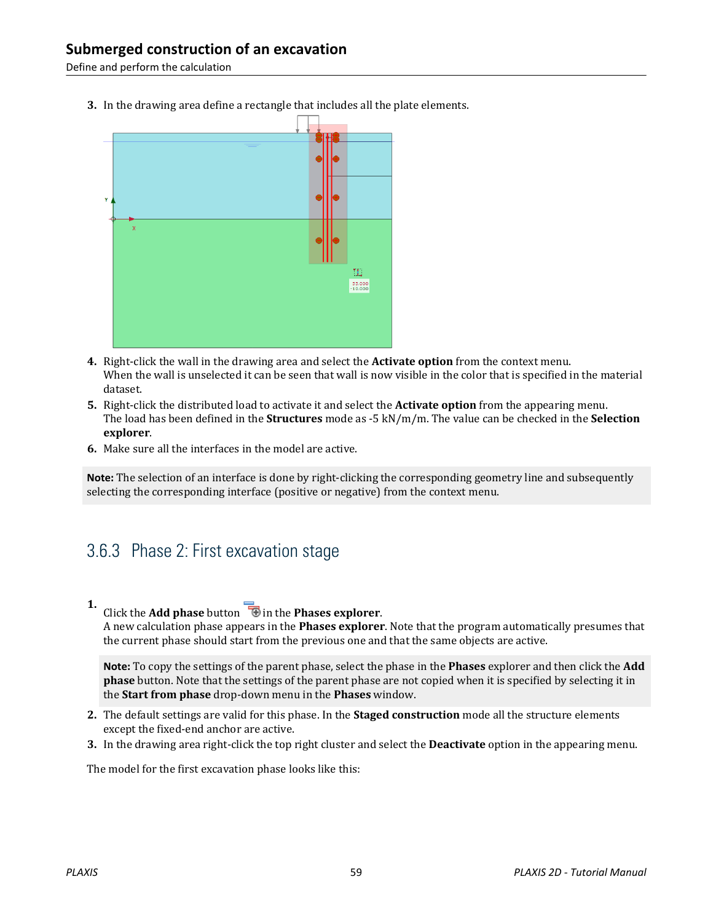3. In the drawing area define a rectangle that includes all the plate elements.

4. Right-click the wall in the drawing area and select the **Activate option** from the context menu.
   When the wall is unselected it can be seen that wall is now visible in the color that is specified in the material dataset.
5. Right-click the distributed load to activate it and select the **Activate option** from the appearing menu.
   The load has been defined in the **Structures** mode as -5 kN/m/m. The value can be checked in the **Selection explorer**.
6. Make sure all the interfaces in the model are active.

**Note:** The selection of an interface is done by right-clicking the corresponding geometry line and subsequently selecting the corresponding interface (positive or negative) from the context menu.

### 3.6.3 Phase 2: First excavation stage

1. Click the **Add phase** button in the **Phases explorer**.
   A new calculation phase appears in the **Phases explorer**. Note that the program automatically presumes that the current phase should start from the previous one and that the same objects are active.

   **Note:** To copy the settings of the parent phase, select the phase in the **Phases** explorer and then click the **Add phase** button. Note that the settings of the parent phase are not copied when it is specified by selecting it in the **Start from phase** drop-down menu in the **Phases** window.

2. The default settings are valid for this phase. In the **Staged construction** mode all the structure elements except the fixed-end anchor are active.
3. In the drawing area right-click the top right cluster and select the **Deactivate** option in the appearing menu.

The model for the first excavation phase looks like this: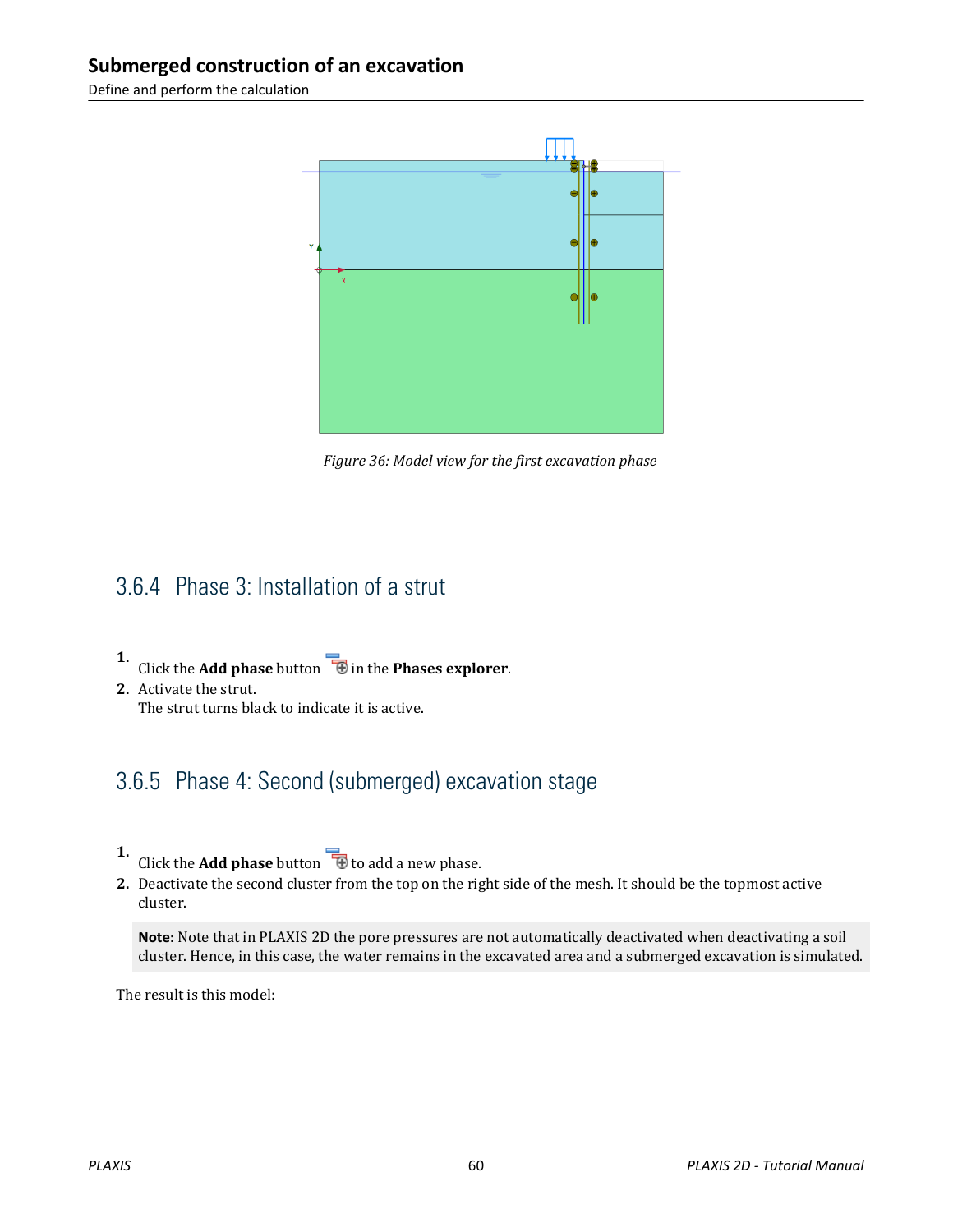Figure 36: Model view for the first excavation phase

### 3.6.4 Phase 3: Installation of a strut

1. Click the **Add phase** button in the **Phases explorer**.
2. Activate the strut.
   The strut turns black to indicate it is active.

### 3.6.5 Phase 4: Second (submerged) excavation stage

1. Click the **Add phase** button to add a new phase.
2. Deactivate the second cluster from the top on the right side of the mesh. It should be the topmost active cluster.

**Note:** Note that in PLAXIS 2D the pore pressures are not automatically deactivated when deactivating a soil cluster. Hence, in this case, the water remains in the excavated area and a submerged excavation is simulated.

The result is this model: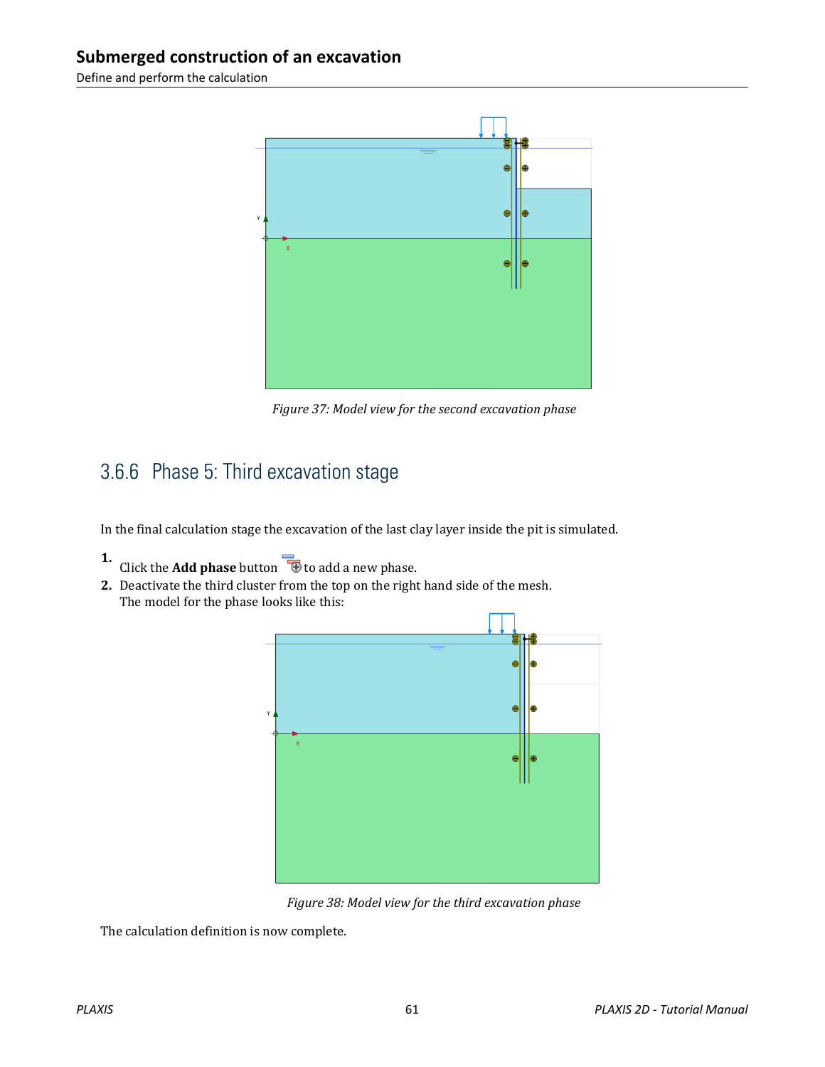Figure 37: Model view for the second excavation phase

### 3.6.6 Phase 5: Third excavation stage

In the final calculation stage the excavation of the last clay layer inside the pit is simulated.

1. Click the **Add phase** button to add a new phase.
2. Deactivate the third cluster from the top on the right hand side of the mesh.
   The model for the phase looks like this:

Figure 38: Model view for the third excavation phase

The calculation definition is now complete.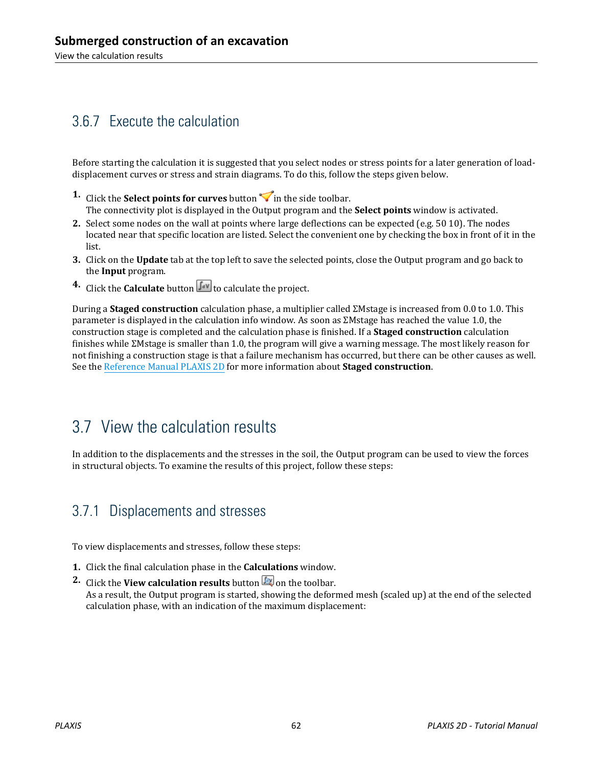### 3.6.7 Execute the calculation

Before starting the calculation it is suggested that you select nodes or stress points for a later generation of load-displacement curves or stress and strain diagrams. To do this, follow the steps given below.

1. Click the **Select points for curves** button in the side toolbar.
   The connectivity plot is displayed in the Output program and the **Select points** window is activated.
2. Select some nodes on the wall at points where large deflections can be expected (e.g. 50 10). The nodes located near that specific location are listed. Select the convenient one by checking the box in front of it in the list.
3. Click on the **Update** tab at the top left to save the selected points, close the Output program and go back to the **Input** program.
4. Click the **Calculate** button to calculate the project.

During a **Staged construction** calculation phase, a multiplier called ΣMstage is increased from 0.0 to 1.0. This parameter is displayed in the calculation info window. As soon as ΣMstage has reached the value 1.0, the construction stage is completed and the calculation phase is finished. If a **Staged construction** calculation finishes while ΣMstage is smaller than 1.0, the program will give a warning message. The most likely reason for not finishing a construction stage is that a failure mechanism has occurred, but there can be other causes as well. See the Reference Manual PLAXIS 2D for more information about **Staged construction**.

## 3.7 View the calculation results

In addition to the displacements and the stresses in the soil, the Output program can be used to view the forces in structural objects. To examine the results of this project, follow these steps:

### 3.7.1 Displacements and stresses

To view displacements and stresses, follow these steps:

1. Click the final calculation phase in the **Calculations** window.
2. Click the **View calculation results** button on the toolbar.
   As a result, the Output program is started, showing the deformed mesh (scaled up) at the end of the selected calculation phase, with an indication of the maximum displacement: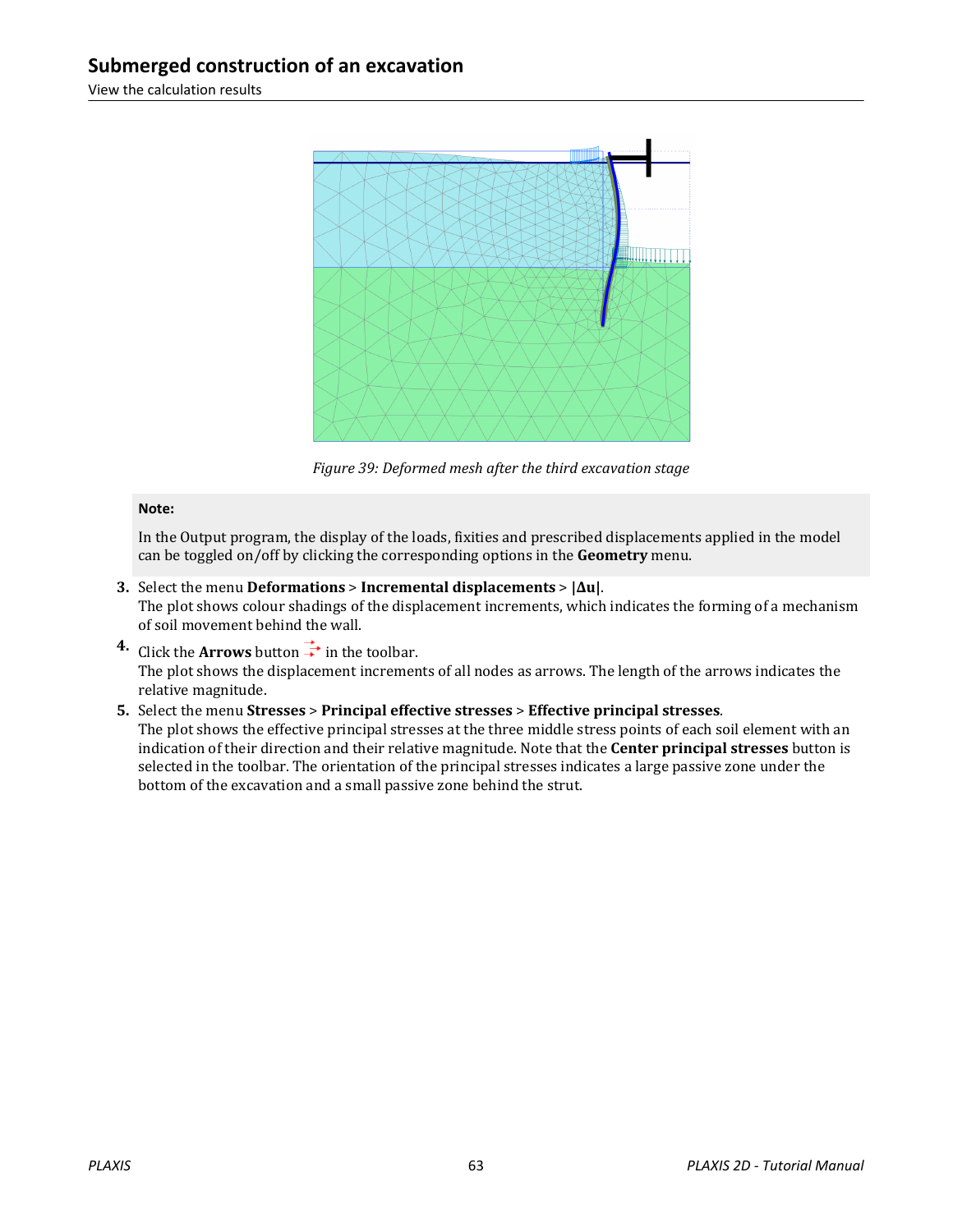*Figure 39: Deformed mesh after the third excavation stage*

**Note:**

In the Output program, the display of the loads, fixities and prescribed displacements applied in the model can be toggled on/off by clicking the corresponding options in the **Geometry** menu.

3. Select the menu **Deformations** > **Incremental displacements** > **|Δu|**.
   The plot shows colour shadings of the displacement increments, which indicates the forming of a mechanism of soil movement behind the wall.
4. Click the **Arrows** button in the toolbar.
   The plot shows the displacement increments of all nodes as arrows. The length of the arrows indicates the relative magnitude.
5. Select the menu **Stresses** > **Principal effective stresses** > **Effective principal stresses**.
   The plot shows the effective principal stresses at the three middle stress points of each soil element with an indication of their direction and their relative magnitude. Note that the **Center principal stresses** button is selected in the toolbar. The orientation of the principal stresses indicates a large passive zone under the bottom of the excavation and a small passive zone behind the strut.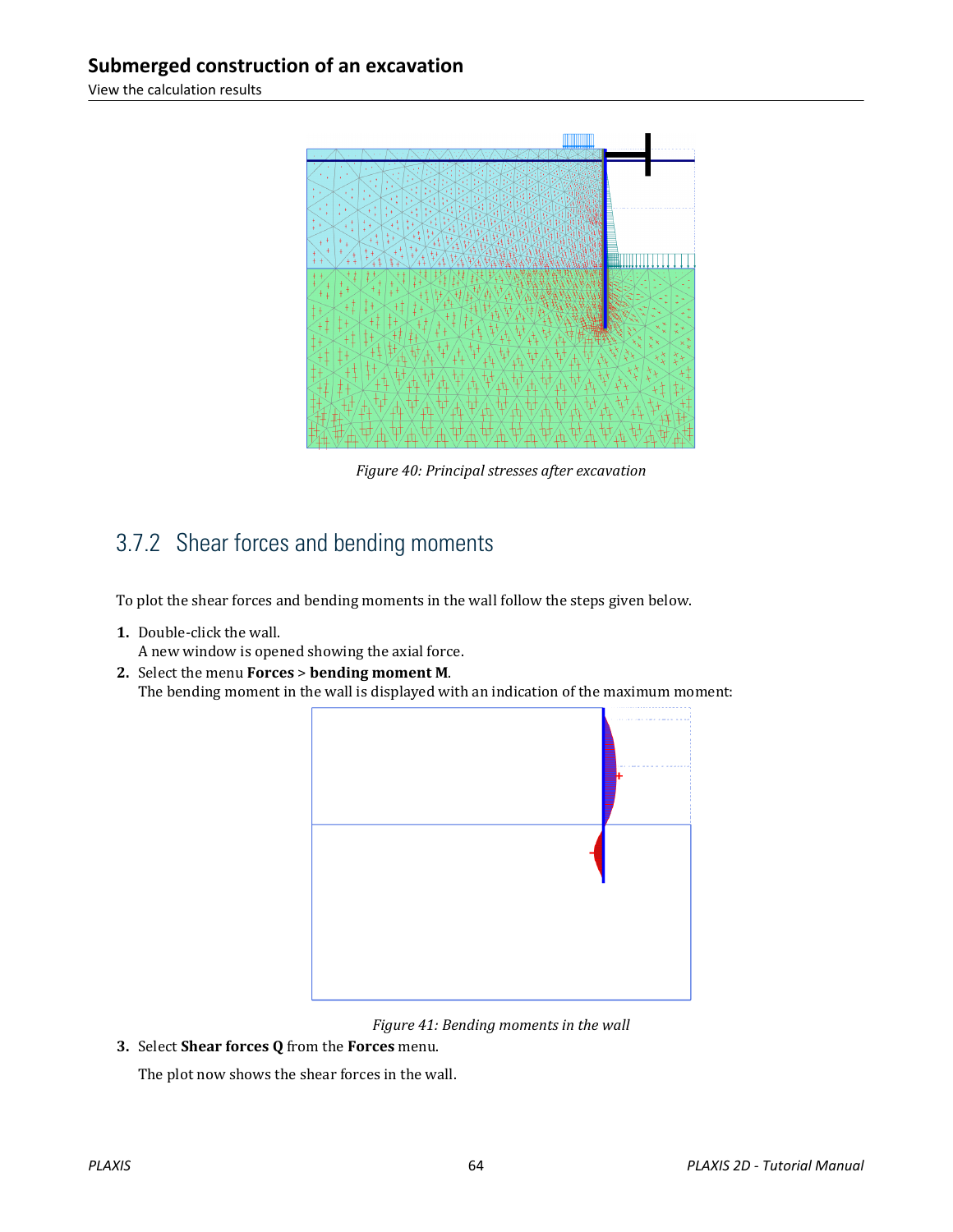*Figure 40: Principal stresses after excavation*

## 3.7.2 Shear forces and bending moments

To plot the shear forces and bending moments in the wall follow the steps given below.

1. Double-click the wall.
   A new window is opened showing the axial force.
2. Select the menu **Forces** > **bending moment M**.
   The bending moment in the wall is displayed with an indication of the maximum moment:

*Figure 41: Bending moments in the wall*

3. Select **Shear forces Q** from the **Forces** menu.

   The plot now shows the shear forces in the wall.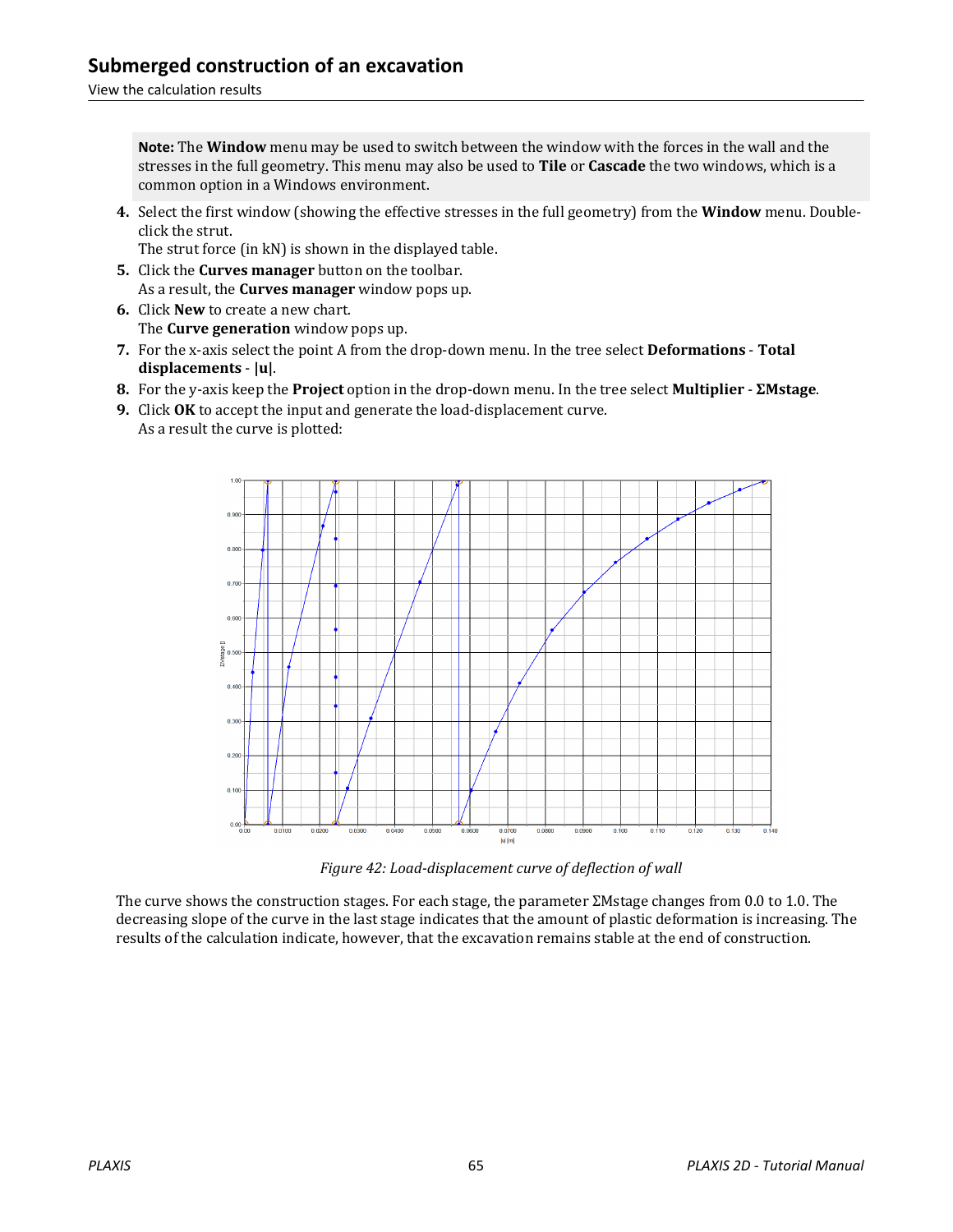**Note:** The **Window** menu may be used to switch between the window with the forces in the wall and the stresses in the full geometry. This menu may also be used to **Tile** or **Cascade** the two windows, which is a common option in a Windows environment.

4. Select the first window (showing the effective stresses in the full geometry) from the **Window** menu. Double-click the strut.
   The strut force (in kN) is shown in the displayed table.
5. Click the **Curves manager** button on the toolbar.
   As a result, the **Curves manager** window pops up.
6. Click **New** to create a new chart.
   The **Curve generation** window pops up.
7. For the x-axis select the point A from the drop-down menu. In the tree select **Deformations** - **Total displacements** - **|u|**.
8. For the y-axis keep the **Project** option in the drop-down menu. In the tree select **Multiplier** - **ΣMstage**.
9. Click **OK** to accept the input and generate the load-displacement curve.
   As a result the curve is plotted:

1.00
0.900
0.800
0.700
0.600
0.500
0.400
0.300
0.200
0.100
0.00
ΣMstage []
0.00 0.0100 0.0200 0.0300 0.0400 0.0500 0.0600 0.0700 0.0800 0.0900 0.100 0.110 0.120 0.130 0.140
|u| [m]

*Figure 42: Load-displacement curve of deflection of wall*

The curve shows the construction stages. For each stage, the parameter ΣMstage changes from 0.0 to 1.0. The decreasing slope of the curve in the last stage indicates that the amount of plastic deformation is increasing. The results of the calculation indicate, however, that the excavation remains stable at the end of construction.